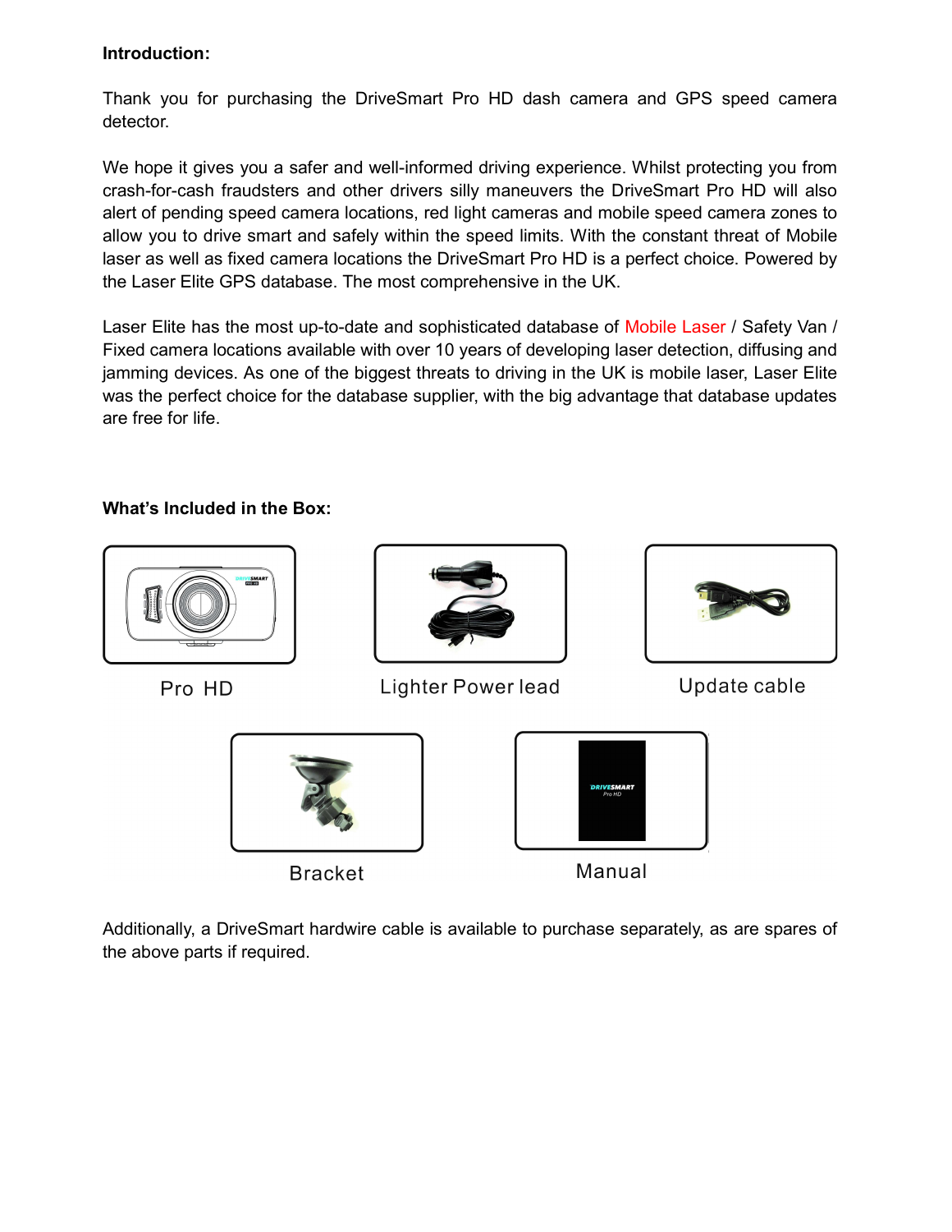**Introduction:**

Thank you for purchasing the DriveSmart Pro HD dash camera and GPS speed camera detector.

We hope it gives you a safer and well-informed driving experience. Whilst protecting you from crash-for-cash fraudsters and other drivers silly maneuvers the DriveSmart Pro HD will also alert of pending speed camera locations, red light cameras and mobile speed camera zones to allow you to drive smart and safely within the speed limits. With the constant threat of Mobile laser as well as fixed camera locations the DriveSmart Pro HD is a perfect choice. Powered by the Laser Elite GPS database. The most comprehensive in the UK.

Laser Elite has the most up-to-date and sophisticated database of Mobile Laser / Safety Van / Fixed camera locations available with over 10 years of developing laser detection, diffusing and jamming devices. As one of the biggest threats to driving in the UK is mobile laser, Laser Elite was the perfect choice for the database supplier, with the big advantage that database updates are free for life.

**What's Included in the Box:**

Pro HD

Lighter Power lead

Update cable

Bracket

Manual

Additionally, a DriveSmart hardwire cable is available to purchase separately, as are spares of the above parts if required.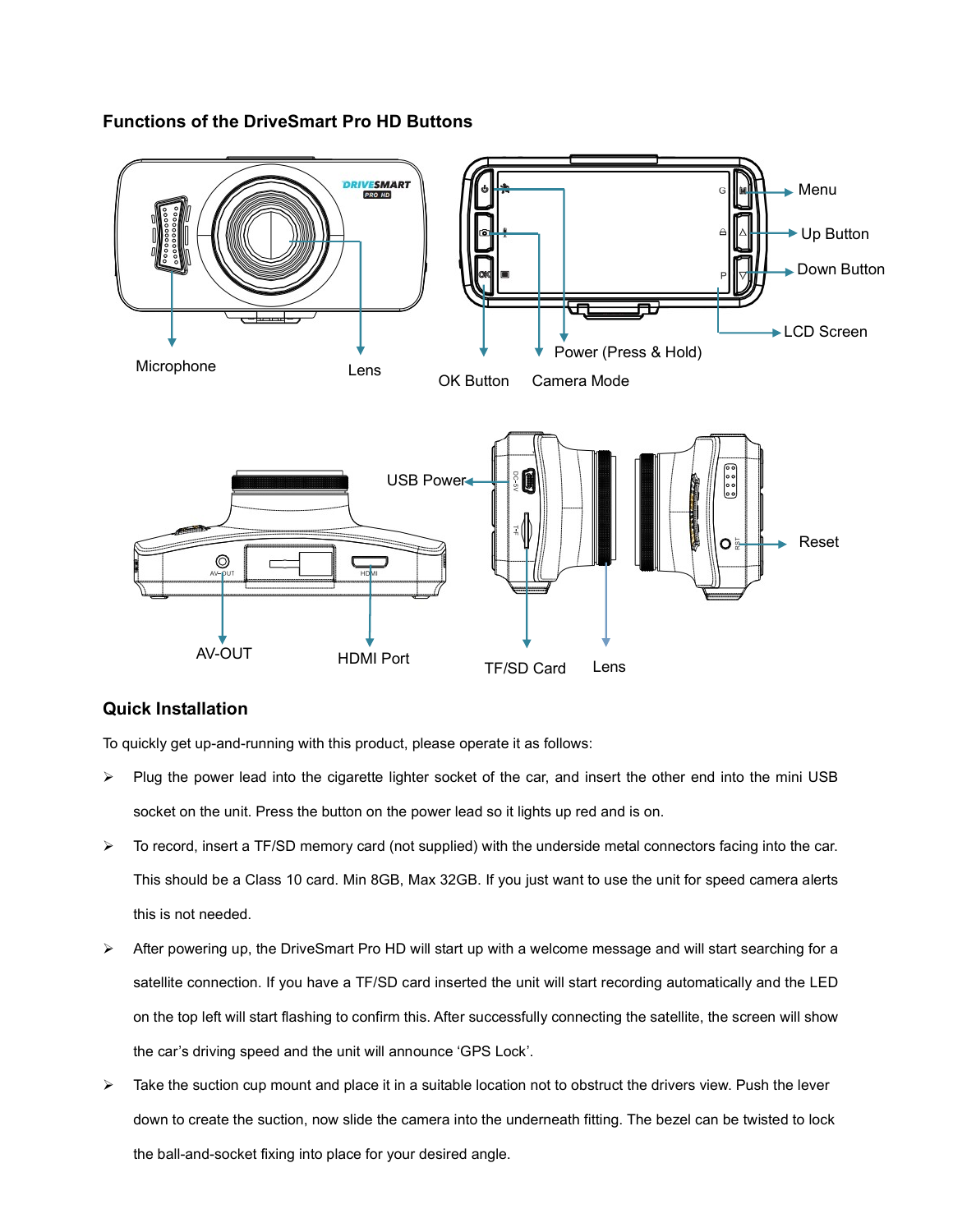## Functions of the DriveSmart Pro HD Buttons

Microphone

Lens

OK Button

Camera Mode

Power (Press & Hold)

Menu

Up Button

Down Button

LCD Screen

USB Power

Reset

AV-OUT

HDMI Port

TF/SD Card

Lens

## Quick Installation

To quickly get up-and-running with this product, please operate it as follows:

- Plug the power lead into the cigarette lighter socket of the car, and insert the other end into the mini USB socket on the unit. Press the button on the power lead so it lights up red and is on.
- To record, insert a TF/SD memory card (not supplied) with the underside metal connectors facing into the car. This should be a Class 10 card. Min 8GB, Max 32GB. If you just want to use the unit for speed camera alerts this is not needed.
- After powering up, the DriveSmart Pro HD will start up with a welcome message and will start searching for a satellite connection. If you have a TF/SD card inserted the unit will start recording automatically and the LED on the top left will start flashing to confirm this. After successfully connecting the satellite, the screen will show the car's driving speed and the unit will announce 'GPS Lock'.
- Take the suction cup mount and place it in a suitable location not to obstruct the drivers view. Push the lever down to create the suction, now slide the camera into the underneath fitting. The bezel can be twisted to lock the ball-and-socket fixing into place for your desired angle.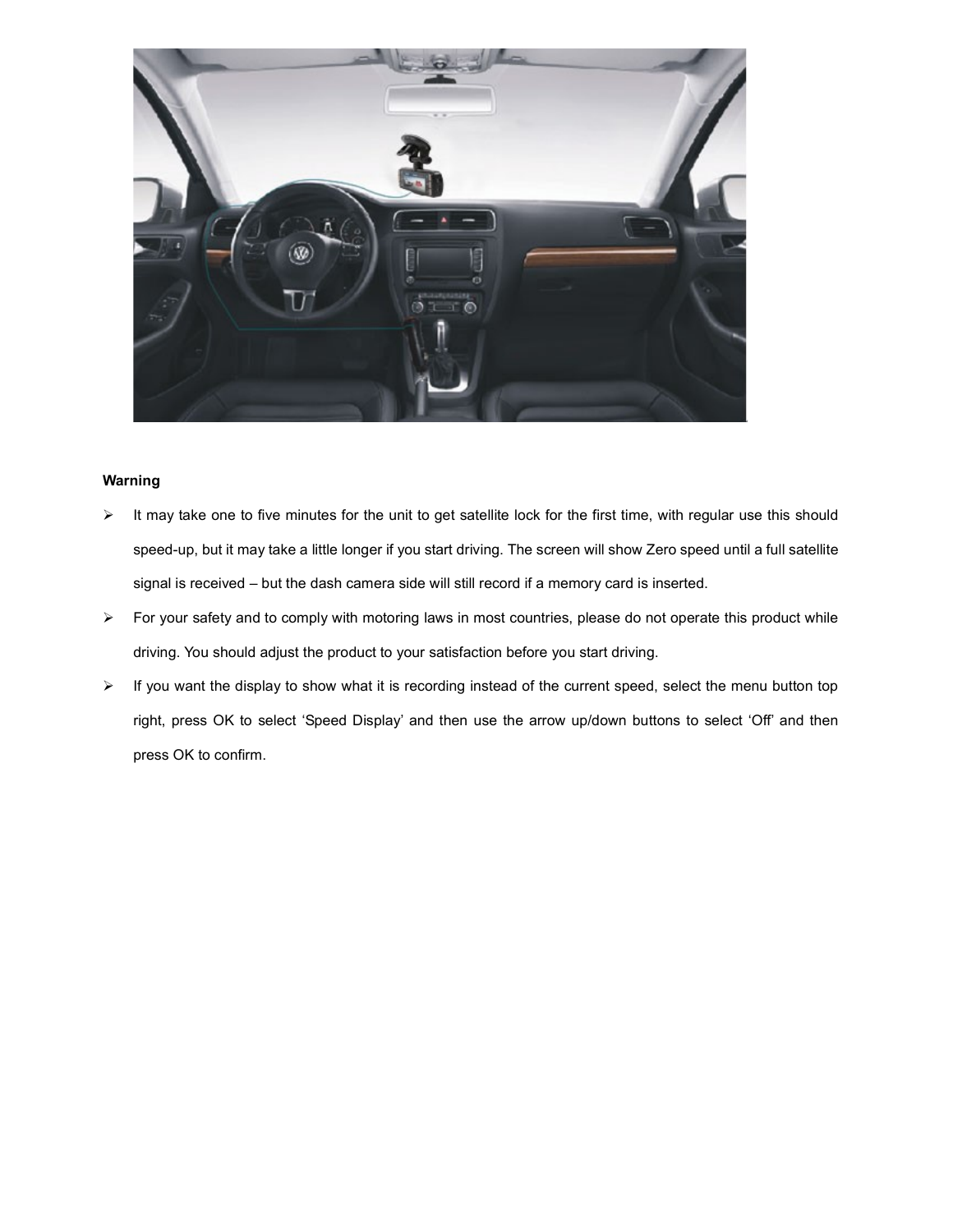**Warning**

- It may take one to five minutes for the unit to get satellite lock for the first time, with regular use this should speed-up, but it may take a little longer if you start driving. The screen will show Zero speed until a full satellite signal is received – but the dash camera side will still record if a memory card is inserted.
- For your safety and to comply with motoring laws in most countries, please do not operate this product while driving. You should adjust the product to your satisfaction before you start driving.
- If you want the display to show what it is recording instead of the current speed, select the menu button top right, press OK to select 'Speed Display' and then use the arrow up/down buttons to select 'Off' and then press OK to confirm.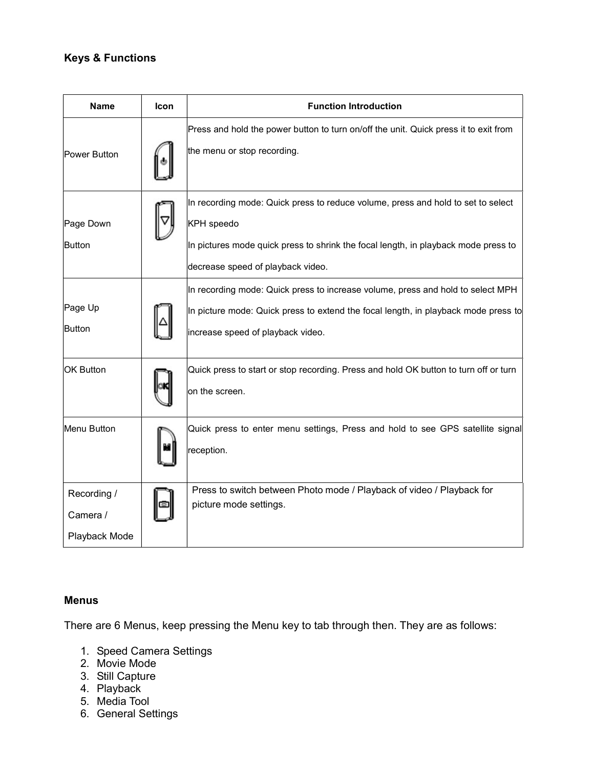### Keys & Functions

| Name | Icon | Function Introduction |
|---|---|---|
| Power Button | | Press and hold the power button to turn on/off the unit. Quick press it to exit from the menu or stop recording. |
| Page Down Button | | In recording mode: Quick press to reduce volume, press and hold to set to select KPH speedo<br>In pictures mode quick press to shrink the focal length, in playback mode press to decrease speed of playback video. |
| Page Up Button | | In recording mode: Quick press to increase volume, press and hold to select MPH<br>In picture mode: Quick press to extend the focal length, in playback mode press to increase speed of playback video. |
| OK Button | | Quick press to start or stop recording. Press and hold OK button to turn off or turn on the screen. |
| Menu Button | | Quick press to enter menu settings, Press and hold to see GPS satellite signal reception. |
| Recording / Camera / Playback Mode | | Press to switch between Photo mode / Playback of video / Playback for picture mode settings. |

### Menus

There are 6 Menus, keep pressing the Menu key to tab through then. They are as follows:

1. Speed Camera Settings
2. Movie Mode
3. Still Capture
4. Playback
5. Media Tool
6. General Settings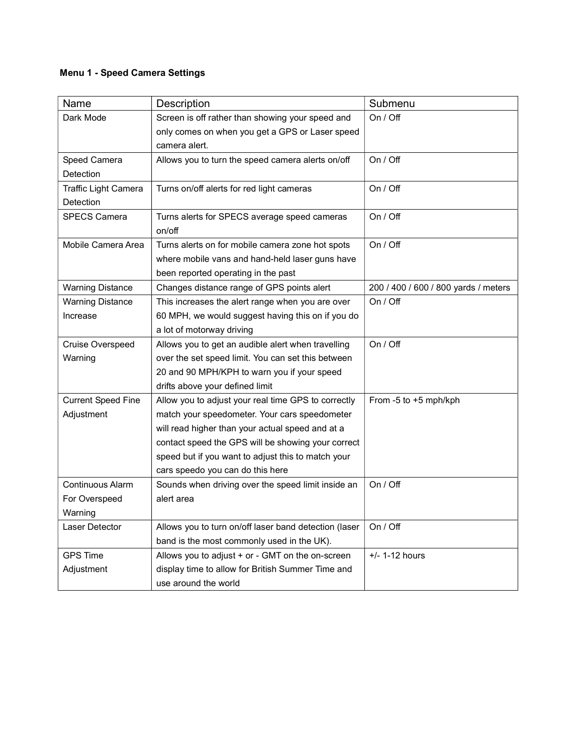**Menu 1 - Speed Camera Settings**

| Name | Description | Submenu |
|---|---|---|
| Dark Mode | Screen is off rather than showing your speed and only comes on when you get a GPS or Laser speed camera alert. | On / Off |
| Speed Camera Detection | Allows you to turn the speed camera alerts on/off | On / Off |
| Traffic Light Camera Detection | Turns on/off alerts for red light cameras | On / Off |
| SPECS Camera | Turns alerts for SPECS average speed cameras on/off | On / Off |
| Mobile Camera Area | Turns alerts on for mobile camera zone hot spots where mobile vans and hand-held laser guns have been reported operating in the past | On / Off |
| Warning Distance | Changes distance range of GPS points alert | 200 / 400 / 600 / 800 yards / meters |
| Warning Distance Increase | This increases the alert range when you are over 60 MPH, we would suggest having this on if you do a lot of motorway driving | On / Off |
| Cruise Overspeed Warning | Allows you to get an audible alert when travelling over the set speed limit. You can set this between 20 and 90 MPH/KPH to warn you if your speed drifts above your defined limit | On / Off |
| Current Speed Fine Adjustment | Allow you to adjust your real time GPS to correctly match your speedometer. Your cars speedometer will read higher than your actual speed and at a contact speed the GPS will be showing your correct speed but if you want to adjust this to match your cars speedo you can do this here | From -5 to +5 mph/kph |
| Continuous Alarm For Overspeed Warning | Sounds when driving over the speed limit inside an alert area | On / Off |
| Laser Detector | Allows you to turn on/off laser band detection (laser band is the most commonly used in the UK). | On / Off |
| GPS Time Adjustment | Allows you to adjust + or - GMT on the on-screen display time to allow for British Summer Time and use around the world | +/- 1-12 hours |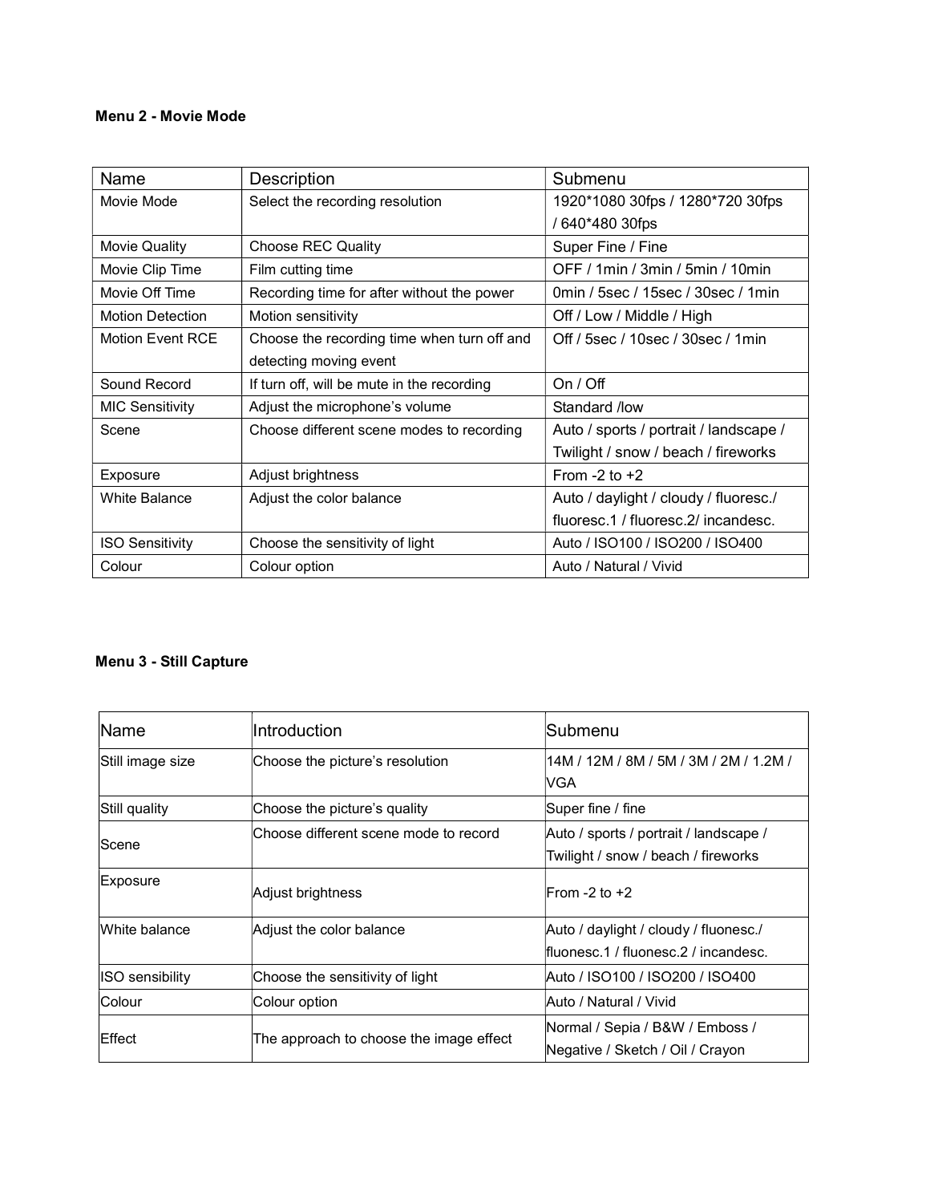**Menu 2 - Movie Mode**

| Name | Description | Submenu |
| --- | --- | --- |
| Movie Mode | Select the recording resolution | 1920*1080 30fps / 1280*720 30fps / 640*480 30fps |
| Movie Quality | Choose REC Quality | Super Fine / Fine |
| Movie Clip Time | Film cutting time | OFF / 1min / 3min / 5min / 10min |
| Movie Off Time | Recording time for after without the power | 0min / 5sec / 15sec / 30sec / 1min |
| Motion Detection | Motion sensitivity | Off / Low / Middle / High |
| Motion Event RCE | Choose the recording time when turn off and detecting moving event | Off / 5sec / 10sec / 30sec / 1min |
| Sound Record | If turn off, will be mute in the recording | On / Off |
| MIC Sensitivity | Adjust the microphone's volume | Standard /low |
| Scene | Choose different scene modes to recording | Auto / sports / portrait / landscape / Twilight / snow / beach / fireworks |
| Exposure | Adjust brightness | From -2 to +2 |
| White Balance | Adjust the color balance | Auto / daylight / cloudy / fluoresc./ fluoresc.1 / fluoresc.2/ incandesc. |
| ISO Sensitivity | Choose the sensitivity of light | Auto / ISO100 / ISO200 / ISO400 |
| Colour | Colour option | Auto / Natural / Vivid |

**Menu 3 - Still Capture**

| Name | Introduction | Submenu |
| --- | --- | --- |
| Still image size | Choose the picture's resolution | 14M / 12M / 8M / 5M / 3M / 2M / 1.2M / VGA |
| Still quality | Choose the picture's quality | Super fine / fine |
| Scene | Choose different scene mode to record | Auto / sports / portrait / landscape / Twilight / snow / beach / fireworks |
| Exposure | Adjust brightness | From -2 to +2 |
| White balance | Adjust the color balance | Auto / daylight / cloudy / fluonesc./ fluonesc.1 / fluonesc.2 / incandesc. |
| ISO sensibility | Choose the sensitivity of light | Auto / ISO100 / ISO200 / ISO400 |
| Colour | Colour option | Auto / Natural / Vivid |
| Effect | The approach to choose the image effect | Normal / Sepia / B&W / Emboss / Negative / Sketch / Oil / Crayon |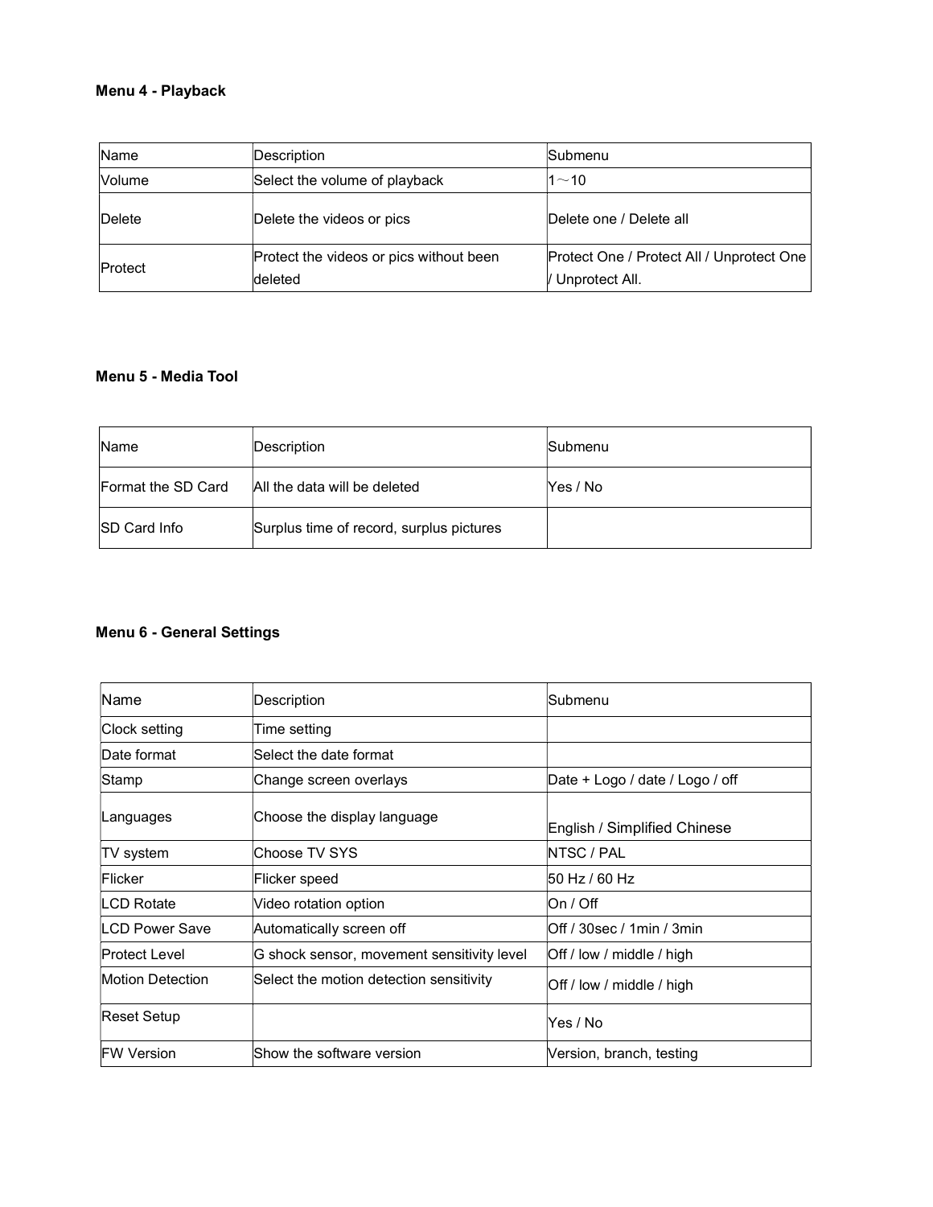**Menu 4 - Playback**

| Name | Description | Submenu |
|---|---|---|
| Volume | Select the volume of playback | 1～10 |
| Delete | Delete the videos or pics | Delete one / Delete all |
| Protect | Protect the videos or pics without been deleted | Protect One / Protect All / Unprotect One / Unprotect All. |

**Menu 5 - Media Tool**

| Name | Description | Submenu |
|---|---|---|
| Format the SD Card | All the data will be deleted | Yes / No |
| SD Card Info | Surplus time of record, surplus pictures | |

**Menu 6 - General Settings**

| Name | Description | Submenu |
|---|---|---|
| Clock setting | Time setting | |
| Date format | Select the date format | |
| Stamp | Change screen overlays | Date + Logo / date / Logo / off |
| Languages | Choose the display language | English / Simplified Chinese |
| TV system | Choose TV SYS | NTSC / PAL |
| Flicker | Flicker speed | 50 Hz / 60 Hz |
| LCD Rotate | Video rotation option | On / Off |
| LCD Power Save | Automatically screen off | Off / 30sec / 1min / 3min |
| Protect Level | G shock sensor, movement sensitivity level | Off / low / middle / high |
| Motion Detection | Select the motion detection sensitivity | Off / low / middle / high |
| Reset Setup | | Yes / No |
| FW Version | Show the software version | Version, branch, testing |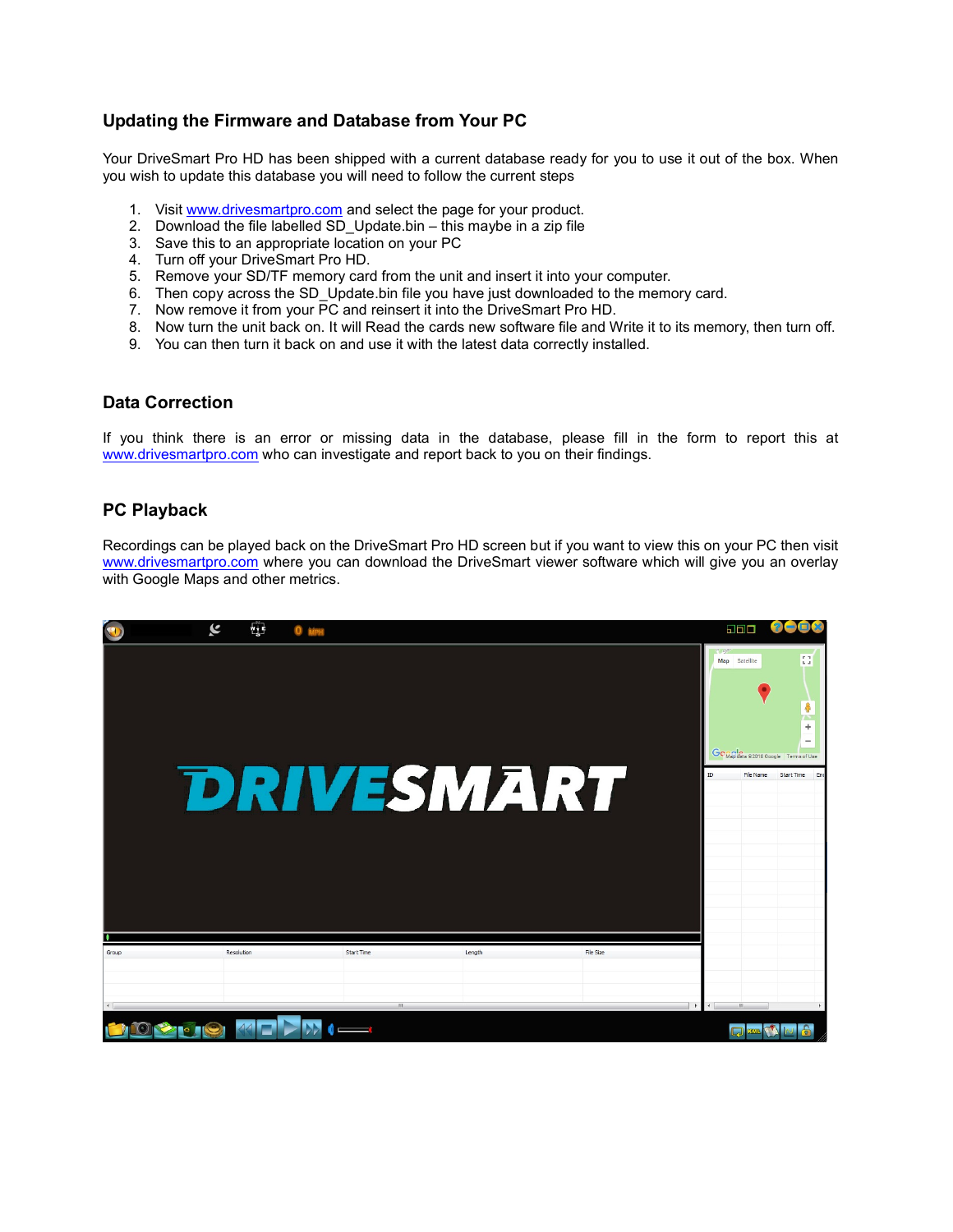## Updating the Firmware and Database from Your PC

Your DriveSmart Pro HD has been shipped with a current database ready for you to use it out of the box. When you wish to update this database you will need to follow the current steps

1. Visit www.drivesmartpro.com and select the page for your product.
2. Download the file labelled SD_Update.bin – this maybe in a zip file
3. Save this to an appropriate location on your PC
4. Turn off your DriveSmart Pro HD.
5. Remove your SD/TF memory card from the unit and insert it into your computer.
6. Then copy across the SD_Update.bin file you have just downloaded to the memory card.
7. Now remove it from your PC and reinsert it into the DriveSmart Pro HD.
8. Now turn the unit back on. It will Read the cards new software file and Write it to its memory, then turn off.
9. You can then turn it back on and use it with the latest data correctly installed.

## Data Correction

If you think there is an error or missing data in the database, please fill in the form to report this at www.drivesmartpro.com who can investigate and report back to you on their findings.

## PC Playback

Recordings can be played back on the DriveSmart Pro HD screen but if you want to view this on your PC then visit www.drivesmartpro.com where you can download the DriveSmart viewer software which will give you an overlay with Google Maps and other metrics.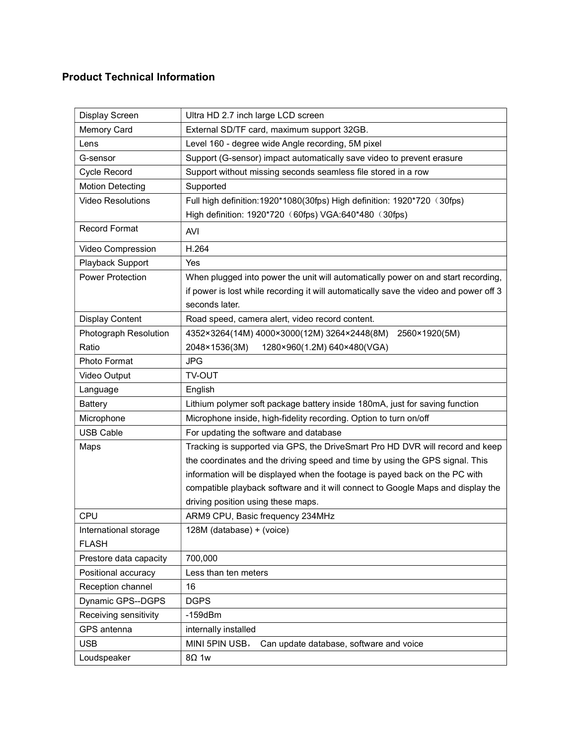## Product Technical Information

| Display Screen | Ultra HD 2.7 inch large LCD screen |
|---|---|
| Memory Card | External SD/TF card, maximum support 32GB. |
| Lens | Level 160 - degree wide Angle recording, 5M pixel |
| G-sensor | Support (G-sensor) impact automatically save video to prevent erasure |
| Cycle Record | Support without missing seconds seamless file stored in a row |
| Motion Detecting | Supported |
| Video Resolutions | Full high definition:1920*1080(30fps) High definition: 1920*720（30fps) High definition: 1920*720（60fps) VGA:640*480（30fps) |
| Record Format | AVI |
| Video Compression | H.264 |
| Playback Support | Yes |
| Power Protection | When plugged into power the unit will automatically power on and start recording, if power is lost while recording it will automatically save the video and power off 3 seconds later. |
| Display Content | Road speed, camera alert, video record content. |
| Photograph Resolution Ratio | 4352×3264(14M) 4000×3000(12M) 3264×2448(8M) 2560×1920(5M) 2048×1536(3M) 1280×960(1.2M) 640×480(VGA) |
| Photo Format | JPG |
| Video Output | TV-OUT |
| Language | English |
| Battery | Lithium polymer soft package battery inside 180mA, just for saving function |
| Microphone | Microphone inside, high-fidelity recording. Option to turn on/off |
| USB Cable | For updating the software and database |
| Maps | Tracking is supported via GPS, the DriveSmart Pro HD DVR will record and keep the coordinates and the driving speed and time by using the GPS signal. This information will be displayed when the footage is payed back on the PC with compatible playback software and it will connect to Google Maps and display the driving position using these maps. |
| CPU | ARM9 CPU, Basic frequency 234MHz |
| International storage FLASH | 128M (database) + (voice) |
| Prestore data capacity | 700,000 |
| Positional accuracy | Less than ten meters |
| Reception channel | 16 |
| Dynamic GPS--DGPS | DGPS |
| Receiving sensitivity | -159dBm |
| GPS antenna | internally installed |
| USB | MINI 5PIN USB， Can update database, software and voice |
| Loudspeaker | 8Ω 1w |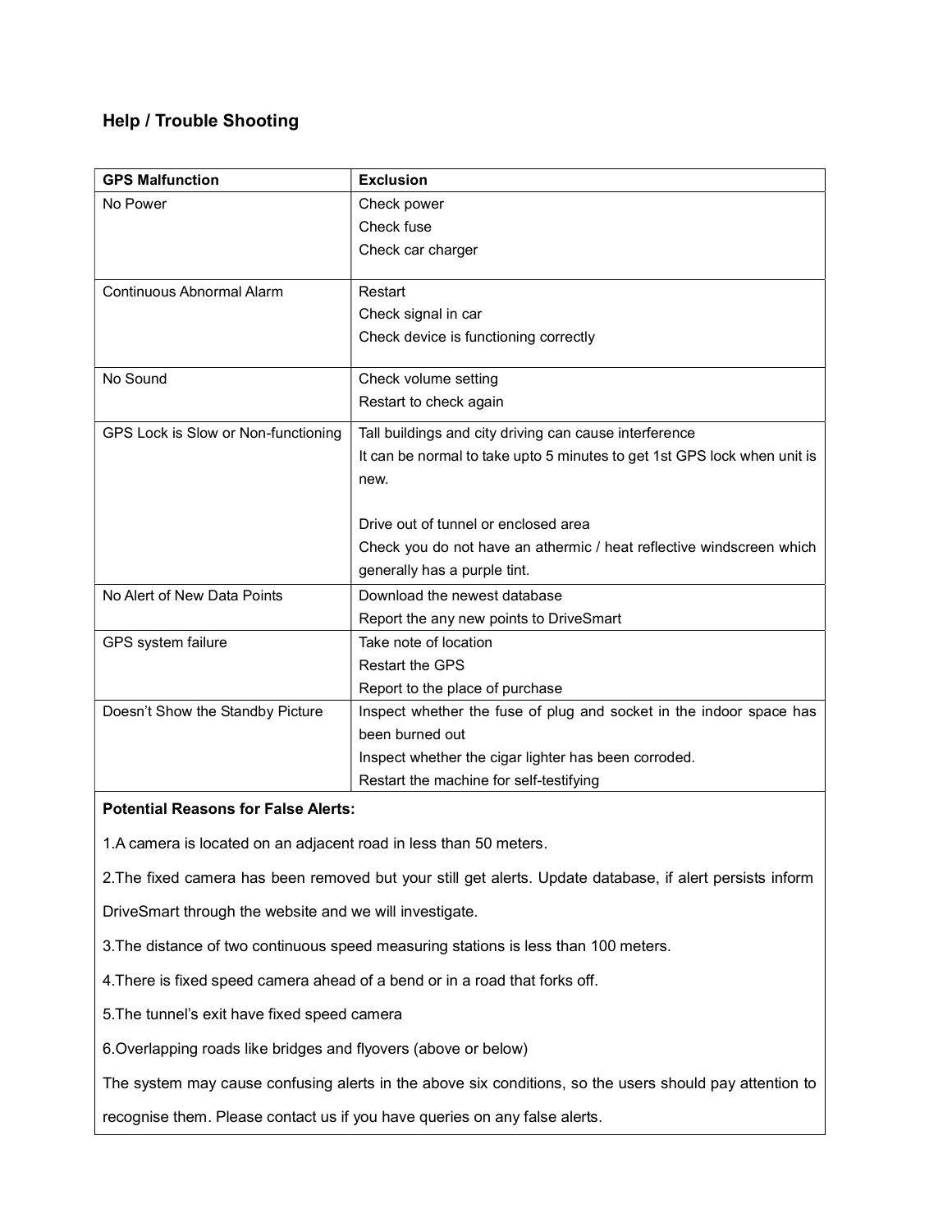## Help / Trouble Shooting

| GPS Malfunction | Exclusion |
|---|---|
| No Power | Check power<br>Check fuse<br>Check car charger |
| Continuous Abnormal Alarm | Restart<br>Check signal in car<br>Check device is functioning correctly |
| No Sound | Check volume setting<br>Restart to check again |
| GPS Lock is Slow or Non-functioning | Tall buildings and city driving can cause interference<br>It can be normal to take upto 5 minutes to get 1st GPS lock when unit is new.<br><br>Drive out of tunnel or enclosed area<br>Check you do not have an athermic / heat reflective windscreen which generally has a purple tint. |
| No Alert of New Data Points | Download the newest database<br>Report the any new points to DriveSmart |
| GPS system failure | Take note of location<br>Restart the GPS<br>Report to the place of purchase |
| Doesn't Show the Standby Picture | Inspect whether the fuse of plug and socket in the indoor space has been burned out<br>Inspect whether the cigar lighter has been corroded.<br>Restart the machine for self-testifying |

**Potential Reasons for False Alerts:**

1.A camera is located on an adjacent road in less than 50 meters.

2.The fixed camera has been removed but your still get alerts. Update database, if alert persists inform DriveSmart through the website and we will investigate.

3.The distance of two continuous speed measuring stations is less than 100 meters.

4.There is fixed speed camera ahead of a bend or in a road that forks off.

5.The tunnel's exit have fixed speed camera

6.Overlapping roads like bridges and flyovers (above or below)

The system may cause confusing alerts in the above six conditions, so the users should pay attention to recognise them. Please contact us if you have queries on any false alerts.